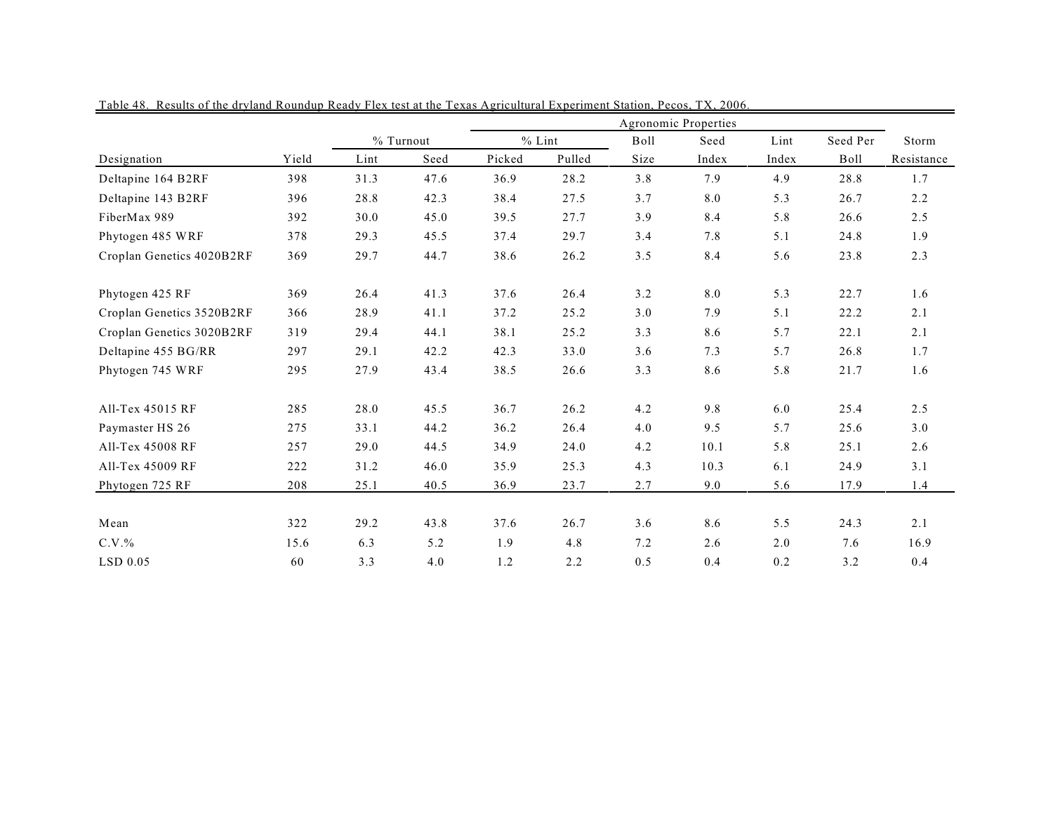Table 48. Results of the dryland Roundup Ready Flex test at the Texas Agricultural Experiment Station, Pecos, TX, 2006.

| | | % Turnout | | Agronomic Properties | | | | | | | |
|---|---|---|---|---|---|---|---|---|---|---|---|
| | | | | % Lint | | Boll | Seed | Lint | Seed Per | Storm |
| Designation | Yield | Lint | Seed | Picked | Pulled | Size | Index | Index | Boll | Resistance |
| Deltapine 164 B2RF | 398 | 31.3 | 47.6 | 36.9 | 28.2 | 3.8 | 7.9 | 4.9 | 28.8 | 1.7 |
| Deltapine 143 B2RF | 396 | 28.8 | 42.3 | 38.4 | 27.5 | 3.7 | 8.0 | 5.3 | 26.7 | 2.2 |
| FiberMax 989 | 392 | 30.0 | 45.0 | 39.5 | 27.7 | 3.9 | 8.4 | 5.8 | 26.6 | 2.5 |
| Phytogen 485 WRF | 378 | 29.3 | 45.5 | 37.4 | 29.7 | 3.4 | 7.8 | 5.1 | 24.8 | 1.9 |
| Croplan Genetics 4020B2RF | 369 | 29.7 | 44.7 | 38.6 | 26.2 | 3.5 | 8.4 | 5.6 | 23.8 | 2.3 |
| Phytogen 425 RF | 369 | 26.4 | 41.3 | 37.6 | 26.4 | 3.2 | 8.0 | 5.3 | 22.7 | 1.6 |
| Croplan Genetics 3520B2RF | 366 | 28.9 | 41.1 | 37.2 | 25.2 | 3.0 | 7.9 | 5.1 | 22.2 | 2.1 |
| Croplan Genetics 3020B2RF | 319 | 29.4 | 44.1 | 38.1 | 25.2 | 3.3 | 8.6 | 5.7 | 22.1 | 2.1 |
| Deltapine 455 BG/RR | 297 | 29.1 | 42.2 | 42.3 | 33.0 | 3.6 | 7.3 | 5.7 | 26.8 | 1.7 |
| Phytogen 745 WRF | 295 | 27.9 | 43.4 | 38.5 | 26.6 | 3.3 | 8.6 | 5.8 | 21.7 | 1.6 |
| All-Tex 45015 RF | 285 | 28.0 | 45.5 | 36.7 | 26.2 | 4.2 | 9.8 | 6.0 | 25.4 | 2.5 |
| Paymaster HS 26 | 275 | 33.1 | 44.2 | 36.2 | 26.4 | 4.0 | 9.5 | 5.7 | 25.6 | 3.0 |
| All-Tex 45008 RF | 257 | 29.0 | 44.5 | 34.9 | 24.0 | 4.2 | 10.1 | 5.8 | 25.1 | 2.6 |
| All-Tex 45009 RF | 222 | 31.2 | 46.0 | 35.9 | 25.3 | 4.3 | 10.3 | 6.1 | 24.9 | 3.1 |
| Phytogen 725 RF | 208 | 25.1 | 40.5 | 36.9 | 23.7 | 2.7 | 9.0 | 5.6 | 17.9 | 1.4 |
| Mean | 322 | 29.2 | 43.8 | 37.6 | 26.7 | 3.6 | 8.6 | 5.5 | 24.3 | 2.1 |
| C.V.% | 15.6 | 6.3 | 5.2 | 1.9 | 4.8 | 7.2 | 2.6 | 2.0 | 7.6 | 16.9 |
| LSD 0.05 | 60 | 3.3 | 4.0 | 1.2 | 2.2 | 0.5 | 0.4 | 0.2 | 3.2 | 0.4 |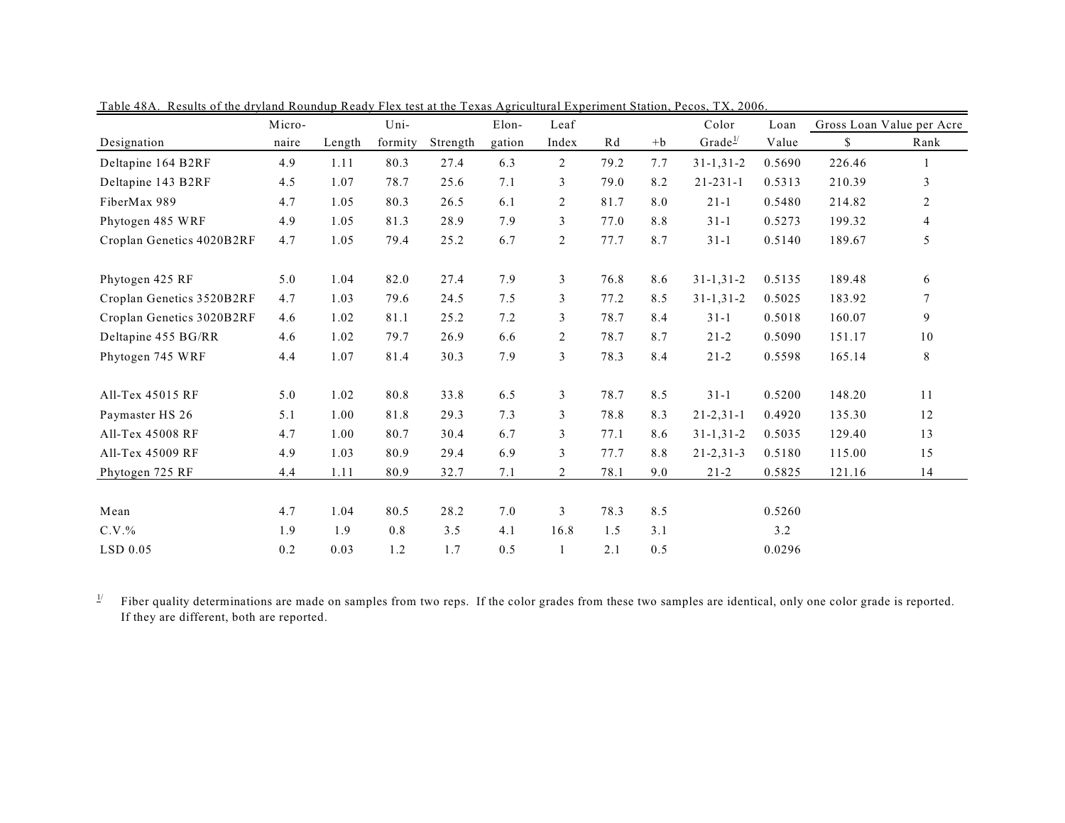Table 48A. Results of the dryland Roundup Ready Flex test at the Texas Agricultural Experiment Station, Pecos, TX, 2006.

| Designation | Micro-naire | Length | Uni-formity | Strength | Elon-gation | Leaf Index | Rd | +b | Color Grade[1/] | Loan Value | Gross Loan Value per Acre | |
|---|---|---|---|---|---|---|---|---|---|---|---|---|
| | | | | | | | | | | | $ | Rank |
| Deltapine 164 B2RF | 4.9 | 1.11 | 80.3 | 27.4 | 6.3 | 2 | 79.2 | 7.7 | 31-1,31-2 | 0.5690 | 226.46 | 1 |
| Deltapine 143 B2RF | 4.5 | 1.07 | 78.7 | 25.6 | 7.1 | 3 | 79.0 | 8.2 | 21-231-1 | 0.5313 | 210.39 | 3 |
| FiberMax 989 | 4.7 | 1.05 | 80.3 | 26.5 | 6.1 | 2 | 81.7 | 8.0 | 21-1 | 0.5480 | 214.82 | 2 |
| Phytogen 485 WRF | 4.9 | 1.05 | 81.3 | 28.9 | 7.9 | 3 | 77.0 | 8.8 | 31-1 | 0.5273 | 199.32 | 4 |
| Croplan Genetics 4020B2RF | 4.7 | 1.05 | 79.4 | 25.2 | 6.7 | 2 | 77.7 | 8.7 | 31-1 | 0.5140 | 189.67 | 5 |
| Phytogen 425 RF | 5.0 | 1.04 | 82.0 | 27.4 | 7.9 | 3 | 76.8 | 8.6 | 31-1,31-2 | 0.5135 | 189.48 | 6 |
| Croplan Genetics 3520B2RF | 4.7 | 1.03 | 79.6 | 24.5 | 7.5 | 3 | 77.2 | 8.5 | 31-1,31-2 | 0.5025 | 183.92 | 7 |
| Croplan Genetics 3020B2RF | 4.6 | 1.02 | 81.1 | 25.2 | 7.2 | 3 | 78.7 | 8.4 | 31-1 | 0.5018 | 160.07 | 9 |
| Deltapine 455 BG/RR | 4.6 | 1.02 | 79.7 | 26.9 | 6.6 | 2 | 78.7 | 8.7 | 21-2 | 0.5090 | 151.17 | 10 |
| Phytogen 745 WRF | 4.4 | 1.07 | 81.4 | 30.3 | 7.9 | 3 | 78.3 | 8.4 | 21-2 | 0.5598 | 165.14 | 8 |
| All-Tex 45015 RF | 5.0 | 1.02 | 80.8 | 33.8 | 6.5 | 3 | 78.7 | 8.5 | 31-1 | 0.5200 | 148.20 | 11 |
| Paymaster HS 26 | 5.1 | 1.00 | 81.8 | 29.3 | 7.3 | 3 | 78.8 | 8.3 | 21-2,31-1 | 0.4920 | 135.30 | 12 |
| All-Tex 45008 RF | 4.7 | 1.00 | 80.7 | 30.4 | 6.7 | 3 | 77.1 | 8.6 | 31-1,31-2 | 0.5035 | 129.40 | 13 |
| All-Tex 45009 RF | 4.9 | 1.03 | 80.9 | 29.4 | 6.9 | 3 | 77.7 | 8.8 | 21-2,31-3 | 0.5180 | 115.00 | 15 |
| Phytogen 725 RF | 4.4 | 1.11 | 80.9 | 32.7 | 7.1 | 2 | 78.1 | 9.0 | 21-2 | 0.5825 | 121.16 | 14 |
| Mean | 4.7 | 1.04 | 80.5 | 28.2 | 7.0 | 3 | 78.3 | 8.5 | | 0.5260 | | |
| C.V.% | 1.9 | 1.9 | 0.8 | 3.5 | 4.1 | 16.8 | 1.5 | 3.1 | | 3.2 | | |
| LSD 0.05 | 0.2 | 0.03 | 1.2 | 1.7 | 0.5 | 1 | 2.1 | 0.5 | | 0.0296 | | |

[1/] Fiber quality determinations are made on samples from two reps. If the color grades from these two samples are identical, only one color grade is reported. If they are different, both are reported.